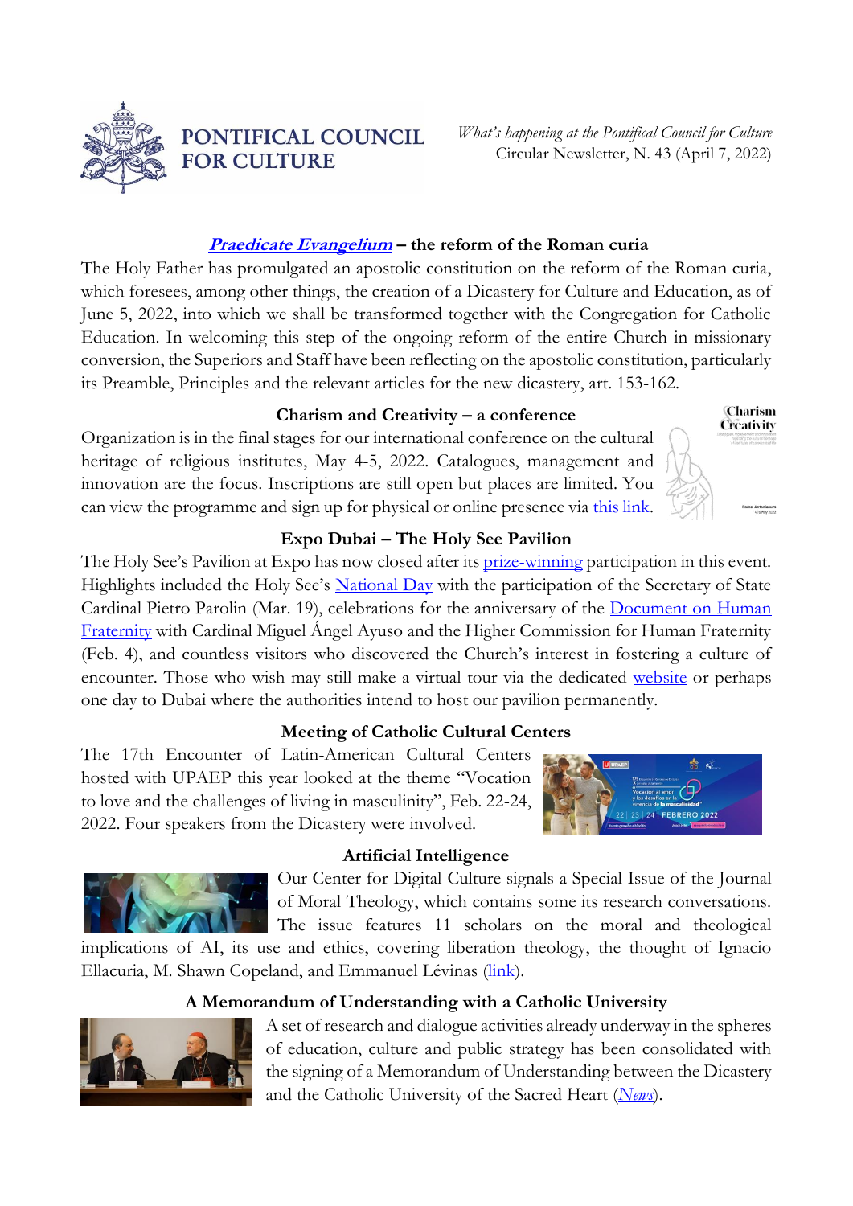# PONTIFICAL COUNCIL FOR CULTURE

*What's happening at the Pontifical Council for Culture*
Circular Newsletter, N. 43 (April 7, 2022)

## ***Praedicate Evangelium*** – the reform of the Roman curia

The Holy Father has promulgated an apostolic constitution on the reform of the Roman curia, which foresees, among other things, the creation of a Dicastery for Culture and Education, as of June 5, 2022, into which we shall be transformed together with the Congregation for Catholic Education. In welcoming this step of the ongoing reform of the entire Church in missionary conversion, the Superiors and Staff have been reflecting on the apostolic constitution, particularly its Preamble, Principles and the relevant articles for the new dicastery, art. 153-162.

## Charism and Creativity – a conference

Organization is in the final stages for our international conference on the cultural heritage of religious institutes, May 4-5, 2022. Catalogues, management and innovation are the focus. Inscriptions are still open but places are limited. You can view the programme and sign up for physical or online presence via this link.

## Expo Dubai – The Holy See Pavilion

The Holy See's Pavilion at Expo has now closed after its prize-winning participation in this event. Highlights included the Holy See's National Day with the participation of the Secretary of State Cardinal Pietro Parolin (Mar. 19), celebrations for the anniversary of the Document on Human Fraternity with Cardinal Miguel Ángel Ayuso and the Higher Commission for Human Fraternity (Feb. 4), and countless visitors who discovered the Church's interest in fostering a culture of encounter. Those who wish may still make a virtual tour via the dedicated website or perhaps one day to Dubai where the authorities intend to host our pavilion permanently.

## Meeting of Catholic Cultural Centers

The 17th Encounter of Latin-American Cultural Centers hosted with UPAEP this year looked at the theme "Vocation to love and the challenges of living in masculinity", Feb. 22-24, 2022. Four speakers from the Dicastery were involved.

## Artificial Intelligence

Our Center for Digital Culture signals a Special Issue of the Journal of Moral Theology, which contains some its research conversations. The issue features 11 scholars on the moral and theological implications of AI, its use and ethics, covering liberation theology, the thought of Ignacio Ellacuria, M. Shawn Copeland, and Emmanuel Lévinas (link).

## A Memorandum of Understanding with a Catholic University

A set of research and dialogue activities already underway in the spheres of education, culture and public strategy has been consolidated with the signing of a Memorandum of Understanding between the Dicastery and the Catholic University of the Sacred Heart (*News*).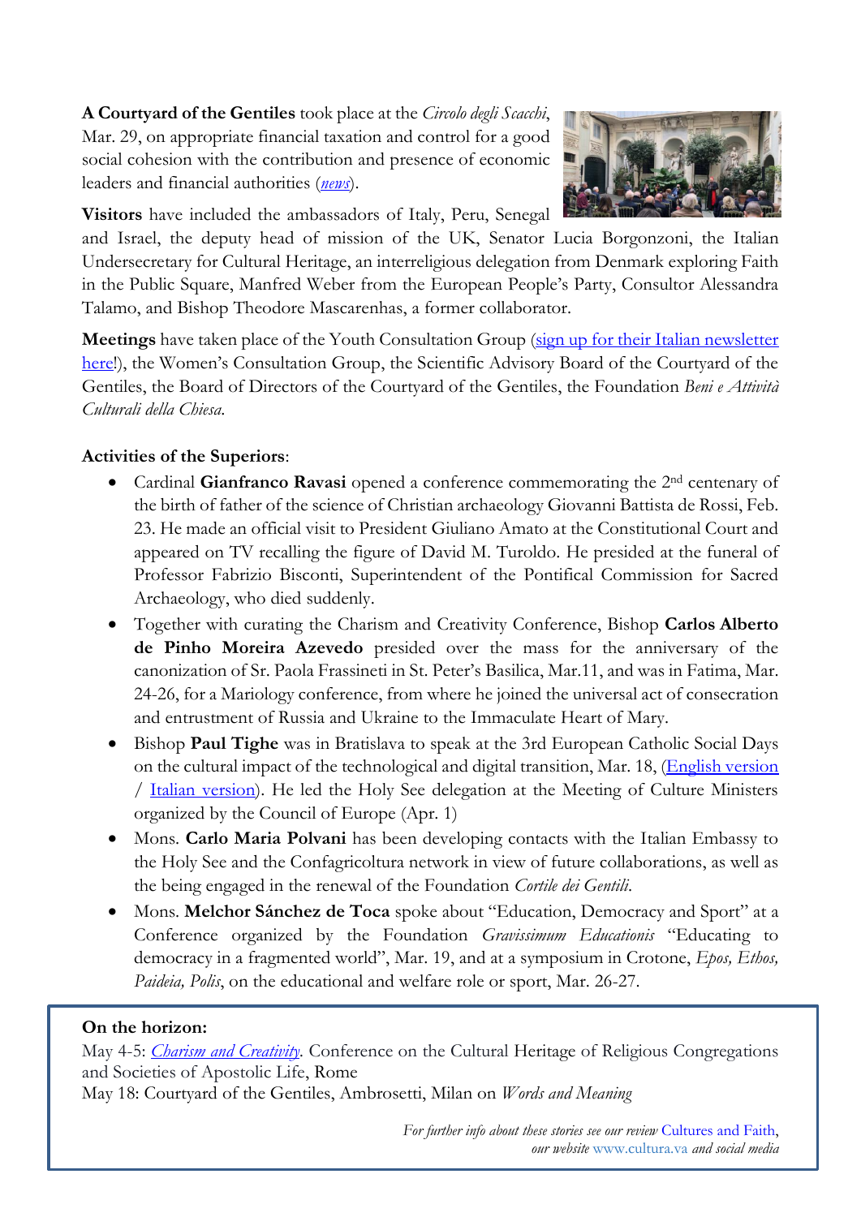**A Courtyard of the Gentiles** took place at the *Circolo degli Scacchi*, Mar. 29, on appropriate financial taxation and control for a good social cohesion with the contribution and presence of economic leaders and financial authorities (*news*).

**Visitors** have included the ambassadors of Italy, Peru, Senegal and Israel, the deputy head of mission of the UK, Senator Lucia Borgonzoni, the Italian Undersecretary for Cultural Heritage, an interreligious delegation from Denmark exploring Faith in the Public Square, Manfred Weber from the European People's Party, Consultor Alessandra Talamo, and Bishop Theodore Mascarenhas, a former collaborator.

**Meetings** have taken place of the Youth Consultation Group (sign up for their Italian newsletter here!), the Women's Consultation Group, the Scientific Advisory Board of the Courtyard of the Gentiles, the Board of Directors of the Courtyard of the Gentiles, the Foundation *Beni e Attività Culturali della Chiesa*.

**Activities of the Superiors**:

- Cardinal **Gianfranco Ravasi** opened a conference commemorating the 2nd centenary of the birth of father of the science of Christian archaeology Giovanni Battista de Rossi, Feb. 23. He made an official visit to President Giuliano Amato at the Constitutional Court and appeared on TV recalling the figure of David M. Turoldo. He presided at the funeral of Professor Fabrizio Bisconti, Superintendent of the Pontifical Commission for Sacred Archaeology, who died suddenly.
- Together with curating the Charism and Creativity Conference, Bishop **Carlos Alberto de Pinho Moreira Azevedo** presided over the mass for the anniversary of the canonization of Sr. Paola Frassineti in St. Peter's Basilica, Mar.11, and was in Fatima, Mar. 24-26, for a Mariology conference, from where he joined the universal act of consecration and entrustment of Russia and Ukraine to the Immaculate Heart of Mary.
- Bishop **Paul Tighe** was in Bratislava to speak at the 3rd European Catholic Social Days on the cultural impact of the technological and digital transition, Mar. 18, (English version / Italian version). He led the Holy See delegation at the Meeting of Culture Ministers organized by the Council of Europe (Apr. 1)
- Mons. **Carlo Maria Polvani** has been developing contacts with the Italian Embassy to the Holy See and the Confagricoltura network in view of future collaborations, as well as the being engaged in the renewal of the Foundation *Cortile dei Gentili*.
- Mons. **Melchor Sánchez de Toca** spoke about "Education, Democracy and Sport" at a Conference organized by the Foundation *Gravissimum Educationis* "Educating to democracy in a fragmented world", Mar. 19, and at a symposium in Crotone, *Epos, Ethos, Paideia, Polis*, on the educational and welfare role or sport, Mar. 26-27.

**On the horizon:**

May 4-5: *Charism and Creativity*. Conference on the Cultural Heritage of Religious Congregations and Societies of Apostolic Life, Rome
May 18: Courtyard of the Gentiles, Ambrosetti, Milan on *Words and Meaning*

*For further info about these stories see our review* Cultures and Faith, *our website* www.cultura.va *and social media*